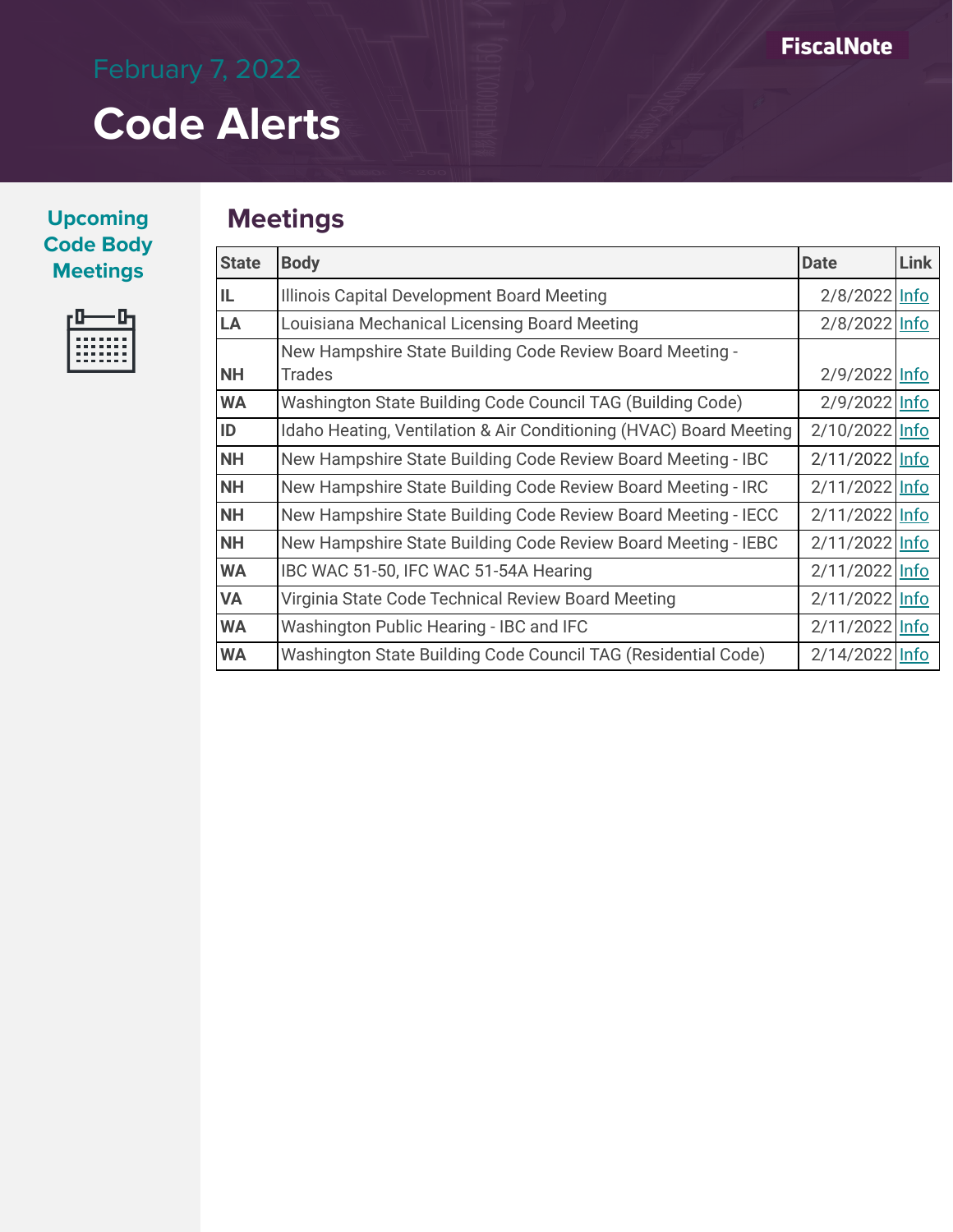February 7, 2022

# Code Alerts

FiscalNote

**Upcoming Code Body Meetings**

## Meetings

| State | Body | Date | Link |
|---|---|---|---|
| IL | Illinois Capital Development Board Meeting | 2/8/2022 | Info |
| LA | Louisiana Mechanical Licensing Board Meeting | 2/8/2022 | Info |
| NH | New Hampshire State Building Code Review Board Meeting - Trades | 2/9/2022 | Info |
| WA | Washington State Building Code Council TAG (Building Code) | 2/9/2022 | Info |
| ID | Idaho Heating, Ventilation & Air Conditioning (HVAC) Board Meeting | 2/10/2022 | Info |
| NH | New Hampshire State Building Code Review Board Meeting - IBC | 2/11/2022 | Info |
| NH | New Hampshire State Building Code Review Board Meeting - IRC | 2/11/2022 | Info |
| NH | New Hampshire State Building Code Review Board Meeting - IECC | 2/11/2022 | Info |
| NH | New Hampshire State Building Code Review Board Meeting - IEBC | 2/11/2022 | Info |
| WA | IBC WAC 51-50, IFC WAC 51-54A Hearing | 2/11/2022 | Info |
| VA | Virginia State Code Technical Review Board Meeting | 2/11/2022 | Info |
| WA | Washington Public Hearing - IBC and IFC | 2/11/2022 | Info |
| WA | Washington State Building Code Council TAG (Residential Code) | 2/14/2022 | Info |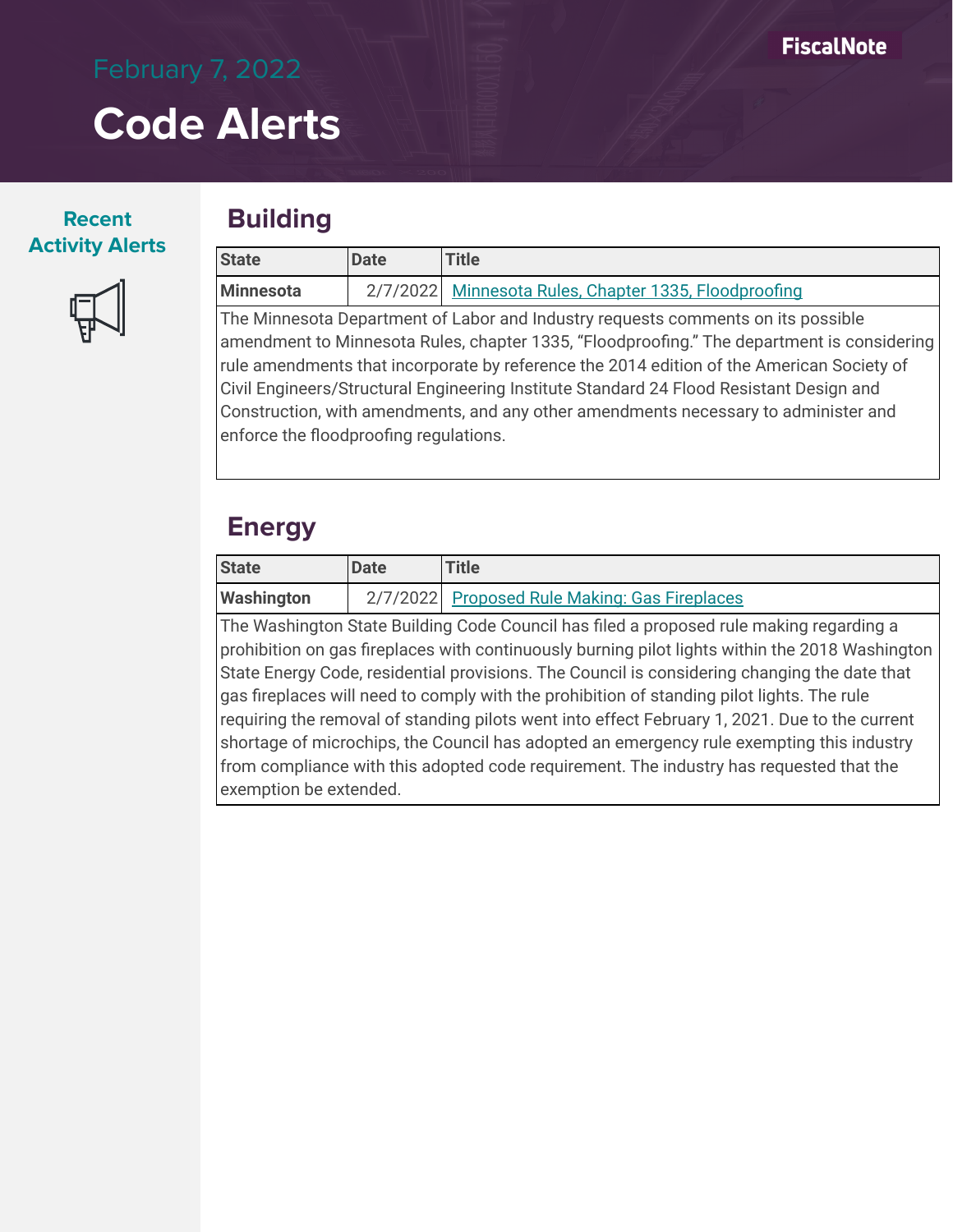February 7, 2022

# Code Alerts

**Recent Activity Alerts**

## Building

| State | Date | Title |
|---|---|---|
| **Minnesota** | 2/7/2022 | Minnesota Rules, Chapter 1335, Floodproofing |

The Minnesota Department of Labor and Industry requests comments on its possible amendment to Minnesota Rules, chapter 1335, "Floodproofing." The department is considering rule amendments that incorporate by reference the 2014 edition of the American Society of Civil Engineers/Structural Engineering Institute Standard 24 Flood Resistant Design and Construction, with amendments, and any other amendments necessary to administer and enforce the floodproofing regulations.

## Energy

| State | Date | Title |
|---|---|---|
| **Washington** | 2/7/2022 | Proposed Rule Making: Gas Fireplaces |

The Washington State Building Code Council has filed a proposed rule making regarding a prohibition on gas fireplaces with continuously burning pilot lights within the 2018 Washington State Energy Code, residential provisions. The Council is considering changing the date that gas fireplaces will need to comply with the prohibition of standing pilot lights. The rule requiring the removal of standing pilots went into effect February 1, 2021. Due to the current shortage of microchips, the Council has adopted an emergency rule exempting this industry from compliance with this adopted code requirement. The industry has requested that the exemption be extended.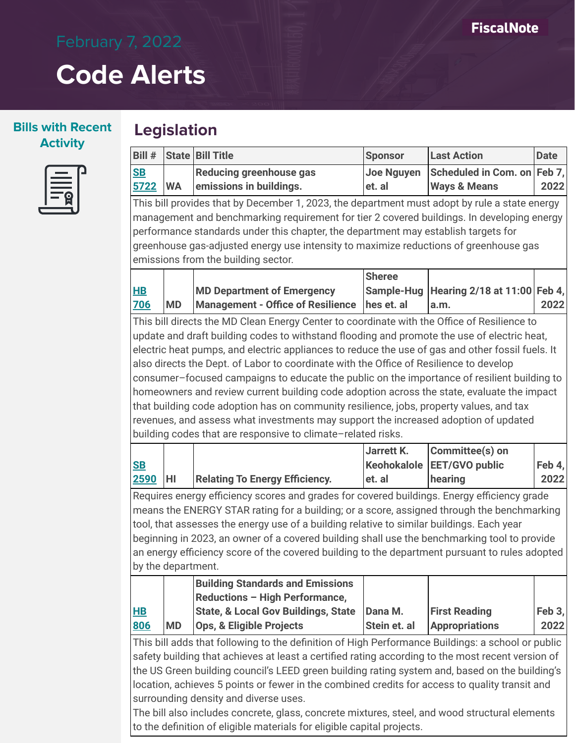# Code Alerts

February 7, 2022

**Bills with Recent Activity**

## Legislation

| Bill # | State | Bill Title | Sponsor | Last Action | Date |
|---|---|---|---|---|---|
| SB 5722 | WA | **Reducing greenhouse gas emissions in buildings.** | **Joe Nguyen et. al** | **Scheduled in Com. on Ways & Means** | **Feb 7, 2022** |
| This bill provides that by December 1, 2023, the department must adopt by rule a state energy management and benchmarking requirement for tier 2 covered buildings. In developing energy performance standards under this chapter, the department may establish targets for greenhouse gas-adjusted energy use intensity to maximize reductions of greenhouse gas emissions from the building sector. | | | | | |
| HB 706 | MD | **MD Department of Emergency Management - Office of Resilience** | **Sheree Sample-Hughes et. al** | **Hearing 2/18 at 11:00 a.m.** | **Feb 4, 2022** |
| This bill directs the MD Clean Energy Center to coordinate with the Office of Resilience to update and draft building codes to withstand flooding and promote the use of electric heat, electric heat pumps, and electric appliances to reduce the use of gas and other fossil fuels. It also directs the Dept. of Labor to coordinate with the Office of Resilience to develop consumer–focused campaigns to educate the public on the importance of resilient building to homeowners and review current building code adoption across the state, evaluate the impact that building code adoption has on community resilience, jobs, property values, and tax revenues, and assess what investments may support the increased adoption of updated building codes that are responsive to climate–related risks. | | | | | |
| SB 2590 | HI | **Relating To Energy Efficiency.** | **Jarrett K. Keohokalole et. al** | **Committee(s) on EET/GVO public hearing** | **Feb 4, 2022** |
| Requires energy efficiency scores and grades for covered buildings. Energy efficiency grade means the ENERGY STAR rating for a building; or a score, assigned through the benchmarking tool, that assesses the energy use of a building relative to similar buildings. Each year beginning in 2023, an owner of a covered building shall use the benchmarking tool to provide an energy efficiency score of the covered building to the department pursuant to rules adopted by the department. | | | | | |
| HB 806 | MD | **Building Standards and Emissions Reductions – High Performance, State, & Local Gov Buildings, State Ops, & Eligible Projects** | **Dana M. Stein et. al** | **First Reading Appropriations** | **Feb 3, 2022** |
| This bill adds that following to the definition of High Performance Buildings: a school or public safety building that achieves at least a certified rating according to the most recent version of the US Green building council's LEED green building rating system and, based on the building's location, achieves 5 points or fewer in the combined credits for access to quality transit and surrounding density and diverse uses. The bill also includes concrete, glass, concrete mixtures, steel, and wood structural elements to the definition of eligible materials for eligible capital projects. | | | | | |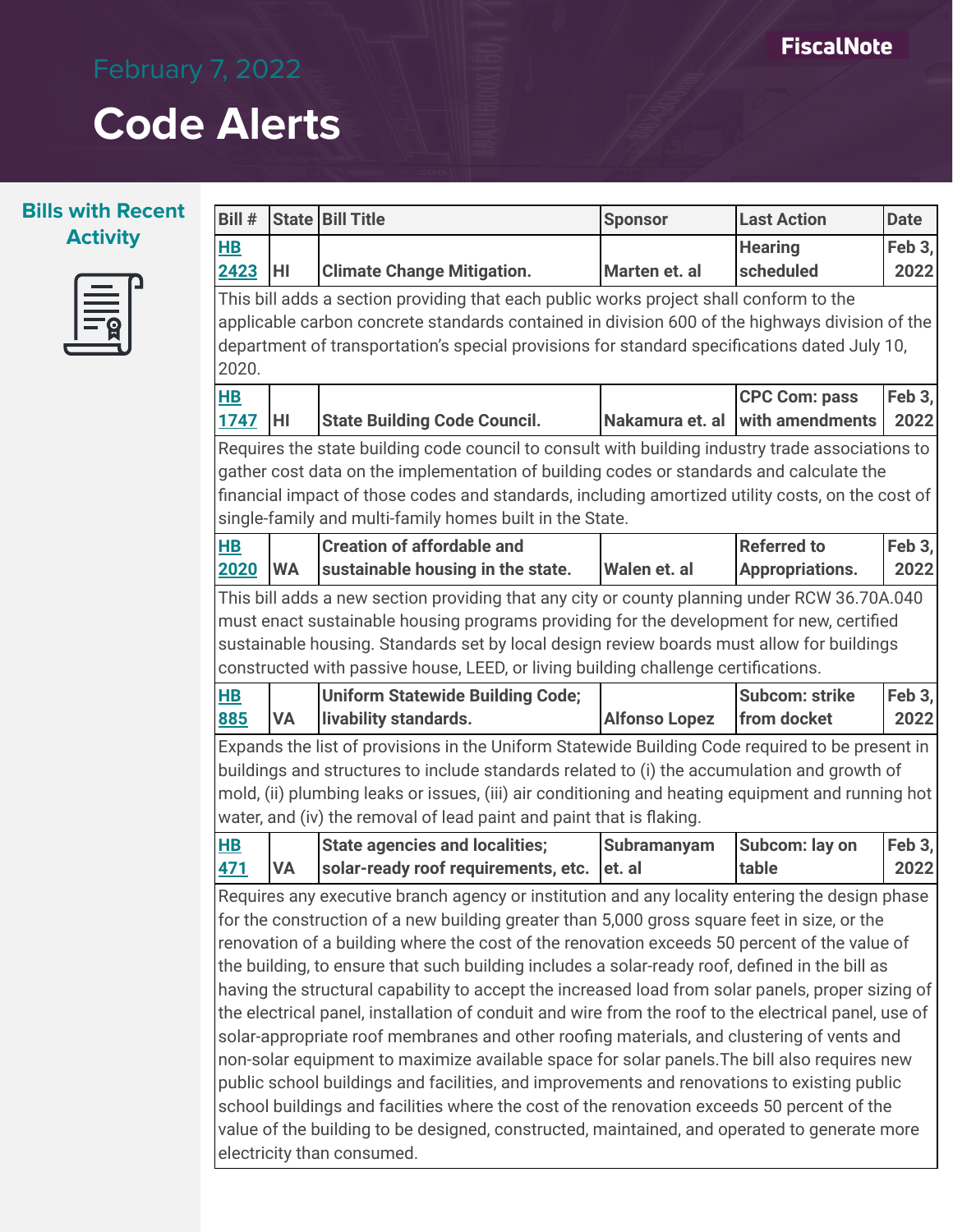February 7, 2022

# Code Alerts

## Bills with Recent Activity

| Bill # | State | Bill Title | Sponsor | Last Action | Date |
|---|---|---|---|---|---|
| HB 2423 | HI | Climate Change Mitigation. | Marten et. al | Hearing scheduled | Feb 3, 2022 |
| This bill adds a section providing that each public works project shall conform to the applicable carbon concrete standards contained in division 600 of the highways division of the department of transportation's special provisions for standard specifications dated July 10, 2020. | | | | | |
| HB 1747 | HI | State Building Code Council. | Nakamura et. al | CPC Com: pass with amendments | Feb 3, 2022 |
| Requires the state building code council to consult with building industry trade associations to gather cost data on the implementation of building codes or standards and calculate the financial impact of those codes and standards, including amortized utility costs, on the cost of single-family and multi-family homes built in the State. | | | | | |
| HB 2020 | WA | Creation of affordable and sustainable housing in the state. | Walen et. al | Referred to Appropriations. | Feb 3, 2022 |
| This bill adds a new section providing that any city or county planning under RCW 36.70A.040 must enact sustainable housing programs providing for the development for new, certified sustainable housing. Standards set by local design review boards must allow for buildings constructed with passive house, LEED, or living building challenge certifications. | | | | | |
| HB 885 | VA | Uniform Statewide Building Code; livability standards. | Alfonso Lopez | Subcom: strike from docket | Feb 3, 2022 |
| Expands the list of provisions in the Uniform Statewide Building Code required to be present in buildings and structures to include standards related to (i) the accumulation and growth of mold, (ii) plumbing leaks or issues, (iii) air conditioning and heating equipment and running hot water, and (iv) the removal of lead paint and paint that is flaking. | | | | | |
| HB 471 | VA | State agencies and localities; solar-ready roof requirements, etc. | Subramanyam et. al | Subcom: lay on table | Feb 3, 2022 |
| Requires any executive branch agency or institution and any locality entering the design phase for the construction of a new building greater than 5,000 gross square feet in size, or the renovation of a building where the cost of the renovation exceeds 50 percent of the value of the building, to ensure that such building includes a solar-ready roof, defined in the bill as having the structural capability to accept the increased load from solar panels, proper sizing of the electrical panel, installation of conduit and wire from the roof to the electrical panel, use of solar-appropriate roof membranes and other roofing materials, and clustering of vents and non-solar equipment to maximize available space for solar panels.The bill also requires new public school buildings and facilities, and improvements and renovations to existing public school buildings and facilities where the cost of the renovation exceeds 50 percent of the value of the building to be designed, constructed, maintained, and operated to generate more electricity than consumed. | | | | | |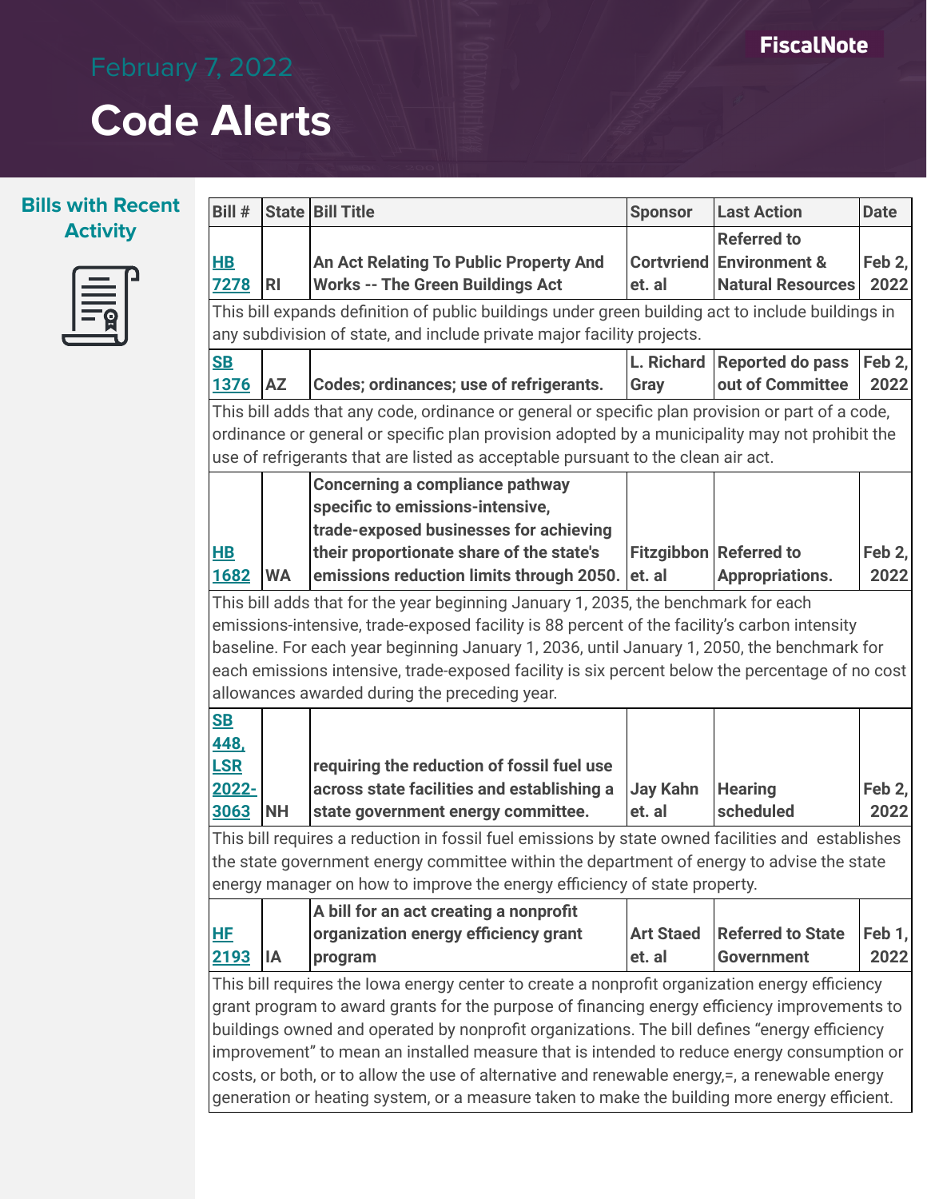February 7, 2022

# Code Alerts

## Bills with Recent Activity

| Bill # | State | Bill Title | Sponsor | Last Action | Date |
|---|---|---|---|---|---|
| HB 7278 | RI | An Act Relating To Public Property And Works -- The Green Buildings Act | Cortvriend et. al | Referred to Environment & Natural Resources | Feb 2, 2022 |
| This bill expands definition of public buildings under green building act to include buildings in any subdivision of state, and include private major facility projects. | | | | | |
| SB 1376 | AZ | Codes; ordinances; use of refrigerants. | L. Richard Gray | Reported do pass out of Committee | Feb 2, 2022 |
| This bill adds that any code, ordinance or general or specific plan provision or part of a code, ordinance or general or specific plan provision adopted by a municipality may not prohibit the use of refrigerants that are listed as acceptable pursuant to the clean air act. | | | | | |
| HB 1682 | WA | Concerning a compliance pathway specific to emissions-intensive, trade-exposed businesses for achieving their proportionate share of the state's emissions reduction limits through 2050. | Fitzgibbon et. al | Referred to Appropriations. | Feb 2, 2022 |
| This bill adds that for the year beginning January 1, 2035, the benchmark for each emissions-intensive, trade-exposed facility is 88 percent of the facility's carbon intensity baseline. For each year beginning January 1, 2036, until January 1, 2050, the benchmark for each emissions intensive, trade-exposed facility is six percent below the percentage of no cost allowances awarded during the preceding year. | | | | | |
| SB 448, LSR 2022-3063 | NH | requiring the reduction of fossil fuel use across state facilities and establishing a state government energy committee. | Jay Kahn et. al | Hearing scheduled | Feb 2, 2022 |
| This bill requires a reduction in fossil fuel emissions by state owned facilities and establishes the state government energy committee within the department of energy to advise the state energy manager on how to improve the energy efficiency of state property. | | | | | |
| HF 2193 | IA | A bill for an act creating a nonprofit organization energy efficiency grant program | Art Staed et. al | Referred to State Government | Feb 1, 2022 |
| This bill requires the Iowa energy center to create a nonprofit organization energy efficiency grant program to award grants for the purpose of financing energy efficiency improvements to buildings owned and operated by nonprofit organizations. The bill defines "energy efficiency improvement" to mean an installed measure that is intended to reduce energy consumption or costs, or both, or to allow the use of alternative and renewable energy,=, a renewable energy generation or heating system, or a measure taken to make the building more energy efficient. | | | | | |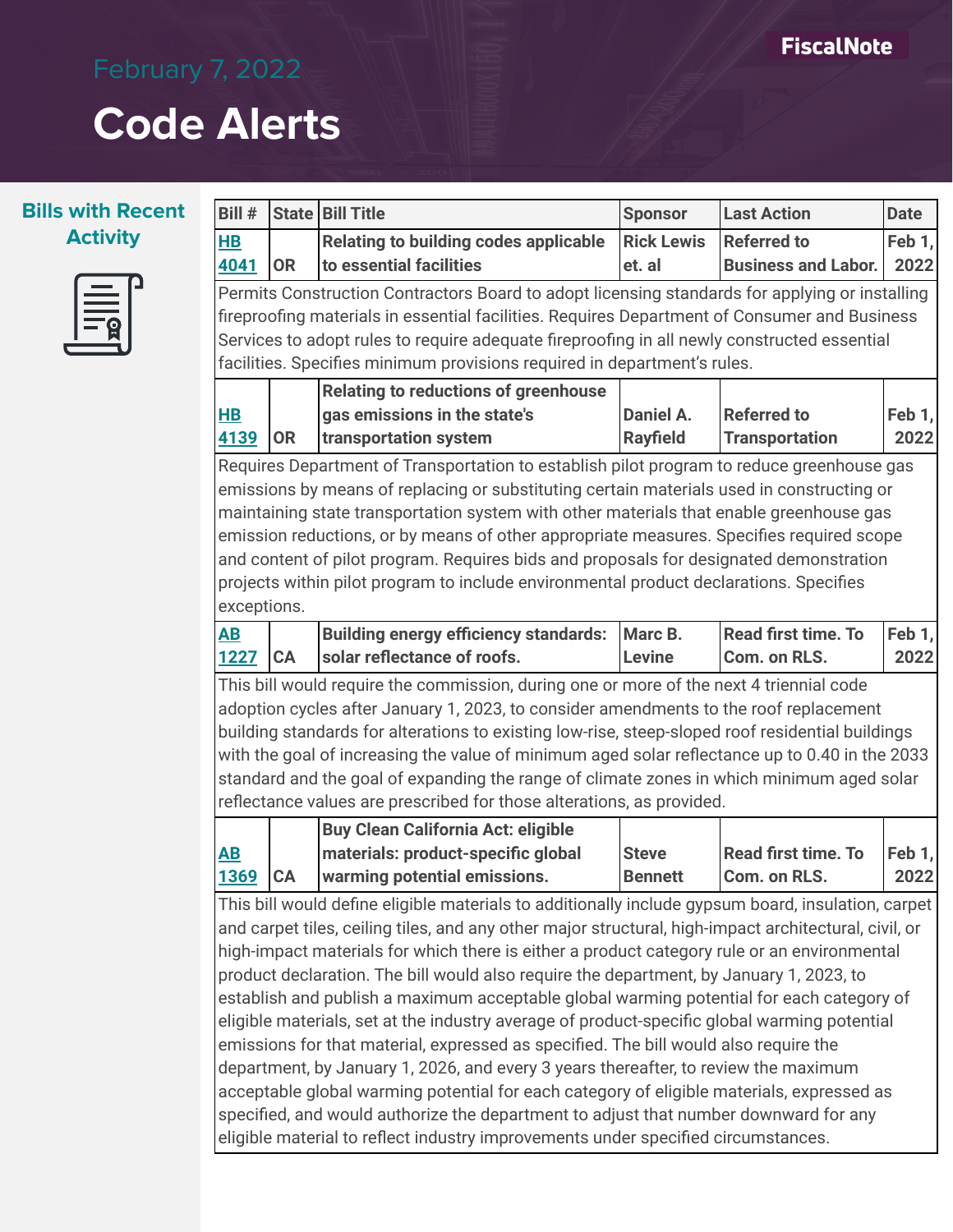February 7, 2022

# Code Alerts

## Bills with Recent Activity

| Bill # | State | Bill Title | Sponsor | Last Action | Date |
|---|---|---|---|---|---|
| HB 4041 | OR | Relating to building codes applicable to essential facilities | Rick Lewis et. al | Referred to Business and Labor. | Feb 1, 2022 |
| Permits Construction Contractors Board to adopt licensing standards for applying or installing fireproofing materials in essential facilities. Requires Department of Consumer and Business Services to adopt rules to require adequate fireproofing in all newly constructed essential facilities. Specifies minimum provisions required in department's rules. | | | | | |
| HB 4139 | OR | Relating to reductions of greenhouse gas emissions in the state's transportation system | Daniel A. Rayfield | Referred to Transportation | Feb 1, 2022 |
| Requires Department of Transportation to establish pilot program to reduce greenhouse gas emissions by means of replacing or substituting certain materials used in constructing or maintaining state transportation system with other materials that enable greenhouse gas emission reductions, or by means of other appropriate measures. Specifies required scope and content of pilot program. Requires bids and proposals for designated demonstration projects within pilot program to include environmental product declarations. Specifies exceptions. | | | | | |
| AB 1227 | CA | Building energy efficiency standards: solar reflectance of roofs. | Marc B. Levine | Read first time. To Com. on RLS. | Feb 1, 2022 |
| This bill would require the commission, during one or more of the next 4 triennial code adoption cycles after January 1, 2023, to consider amendments to the roof replacement building standards for alterations to existing low-rise, steep-sloped roof residential buildings with the goal of increasing the value of minimum aged solar reflectance up to 0.40 in the 2033 standard and the goal of expanding the range of climate zones in which minimum aged solar reflectance values are prescribed for those alterations, as provided. | | | | | |
| AB 1369 | CA | Buy Clean California Act: eligible materials: product-specific global warming potential emissions. | Steve Bennett | Read first time. To Com. on RLS. | Feb 1, 2022 |
| This bill would define eligible materials to additionally include gypsum board, insulation, carpet and carpet tiles, ceiling tiles, and any other major structural, high-impact architectural, civil, or high-impact materials for which there is either a product category rule or an environmental product declaration. The bill would also require the department, by January 1, 2023, to establish and publish a maximum acceptable global warming potential for each category of eligible materials, set at the industry average of product-specific global warming potential emissions for that material, expressed as specified. The bill would also require the department, by January 1, 2026, and every 3 years thereafter, to review the maximum acceptable global warming potential for each category of eligible materials, expressed as specified, and would authorize the department to adjust that number downward for any eligible material to reflect industry improvements under specified circumstances. | | | | | |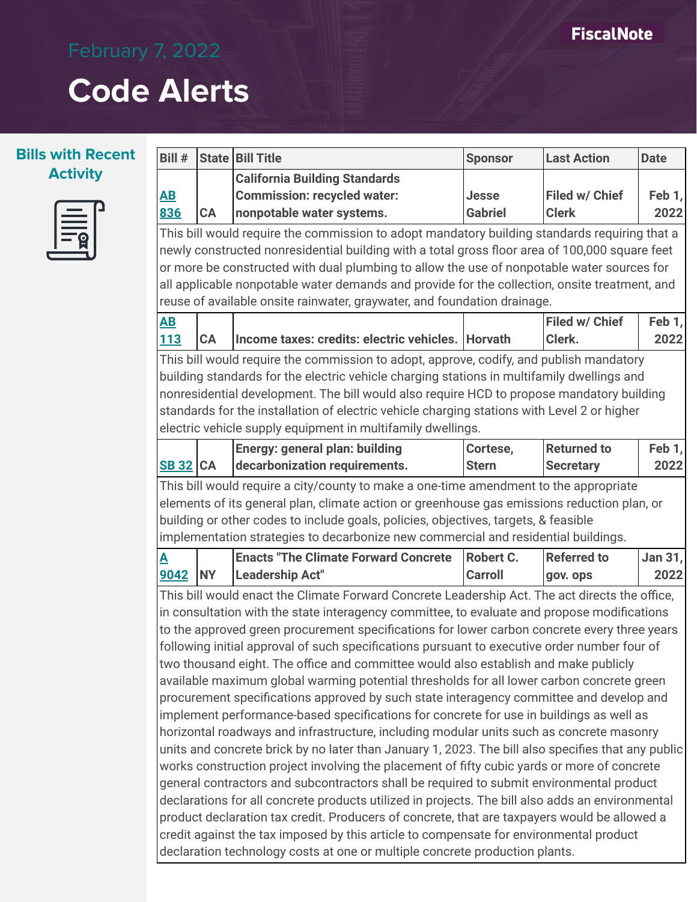February 7, 2022

# Code Alerts

## Bills with Recent Activity

| Bill # | State | Bill Title | Sponsor | Last Action | Date |
|---|---|---|---|---|---|
| AB 836 | CA | California Building Standards Commission: recycled water: nonpotable water systems. | Jesse Gabriel | Filed w/ Chief Clerk | Feb 1, 2022 |
| This bill would require the commission to adopt mandatory building standards requiring that a newly constructed nonresidential building with a total gross floor area of 100,000 square feet or more be constructed with dual plumbing to allow the use of nonpotable water sources for all applicable nonpotable water demands and provide for the collection, onsite treatment, and reuse of available onsite rainwater, graywater, and foundation drainage. | | | | | |
| AB 113 | CA | Income taxes: credits: electric vehicles. | Horvath | Filed w/ Chief Clerk. | Feb 1, 2022 |
| This bill would require the commission to adopt, approve, codify, and publish mandatory building standards for the electric vehicle charging stations in multifamily dwellings and nonresidential development. The bill would also require HCD to propose mandatory building standards for the installation of electric vehicle charging stations with Level 2 or higher electric vehicle supply equipment in multifamily dwellings. | | | | | |
| SB 32 | CA | Energy: general plan: building decarbonization requirements. | Cortese, Stern | Returned to Secretary | Feb 1, 2022 |
| This bill would require a city/county to make a one-time amendment to the appropriate elements of its general plan, climate action or greenhouse gas emissions reduction plan, or building or other codes to include goals, policies, objectives, targets, & feasible implementation strategies to decarbonize new commercial and residential buildings. | | | | | |
| A 9042 | NY | Enacts "The Climate Forward Concrete Leadership Act" | Robert C. Carroll | Referred to gov. ops | Jan 31, 2022 |
| This bill would enact the Climate Forward Concrete Leadership Act. The act directs the office, in consultation with the state interagency committee, to evaluate and propose modifications to the approved green procurement specifications for lower carbon concrete every three years following initial approval of such specifications pursuant to executive order number four of two thousand eight. The office and committee would also establish and make publicly available maximum global warming potential thresholds for all lower carbon concrete green procurement specifications approved by such state interagency committee and develop and implement performance-based specifications for concrete for use in buildings as well as horizontal roadways and infrastructure, including modular units such as concrete masonry units and concrete brick by no later than January 1, 2023. The bill also specifies that any public works construction project involving the placement of fifty cubic yards or more of concrete general contractors and subcontractors shall be required to submit environmental product declarations for all concrete products utilized in projects. The bill also adds an environmental product declaration tax credit. Producers of concrete, that are taxpayers would be allowed a credit against the tax imposed by this article to compensate for environmental product declaration technology costs at one or multiple concrete production plants. | | | | | |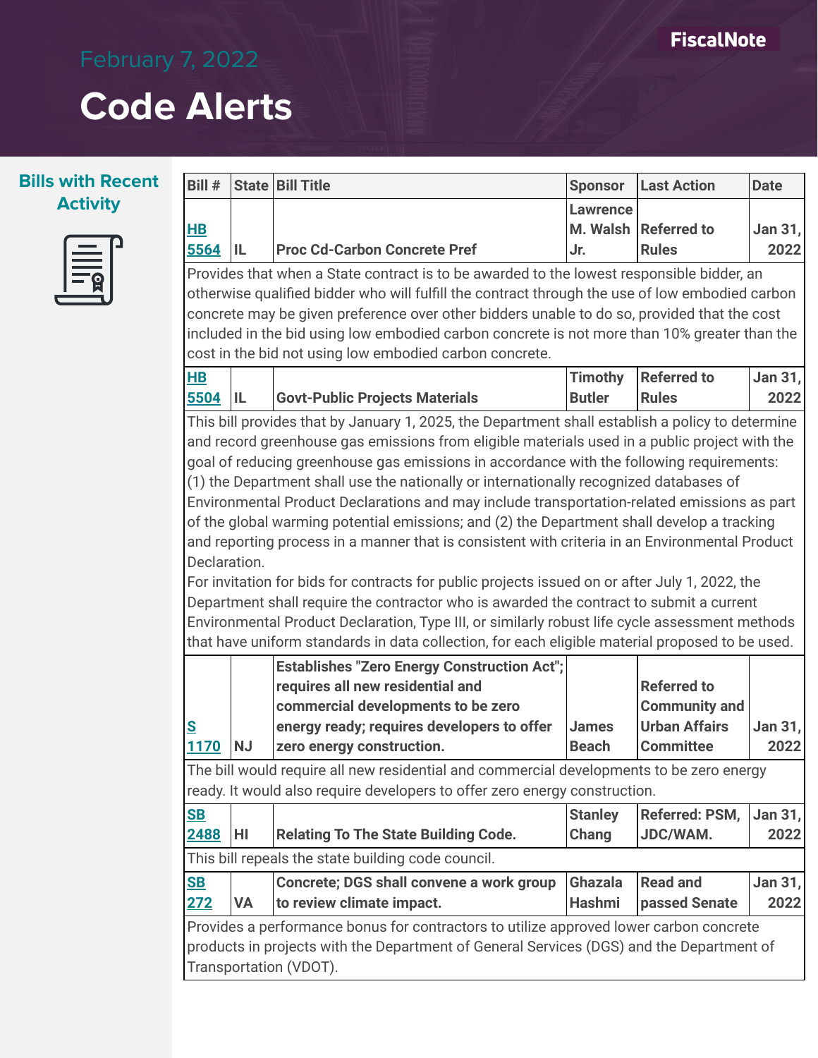February 7, 2022

# Code Alerts

## Bills with Recent Activity

| Bill # | State | Bill Title | Sponsor | Last Action | Date |
|---|---|---|---|---|---|
| HB 5564 | IL | Proc Cd-Carbon Concrete Pref | Lawrence M. Walsh Jr. | Referred to Rules | Jan 31, 2022 |
| Provides that when a State contract is to be awarded to the lowest responsible bidder, an otherwise qualified bidder who will fulfill the contract through the use of low embodied carbon concrete may be given preference over other bidders unable to do so, provided that the cost included in the bid using low embodied carbon concrete is not more than 10% greater than the cost in the bid not using low embodied carbon concrete. | | | | | |
| HB 5504 | IL | Govt-Public Projects Materials | Timothy Butler | Referred to Rules | Jan 31, 2022 |
| This bill provides that by January 1, 2025, the Department shall establish a policy to determine and record greenhouse gas emissions from eligible materials used in a public project with the goal of reducing greenhouse gas emissions in accordance with the following requirements: (1) the Department shall use the nationally or internationally recognized databases of Environmental Product Declarations and may include transportation-related emissions as part of the global warming potential emissions; and (2) the Department shall develop a tracking and reporting process in a manner that is consistent with criteria in an Environmental Product Declaration. For invitation for bids for contracts for public projects issued on or after July 1, 2022, the Department shall require the contractor who is awarded the contract to submit a current Environmental Product Declaration, Type III, or similarly robust life cycle assessment methods that have uniform standards in data collection, for each eligible material proposed to be used. | | | | | |
| S 1170 | NJ | Establishes "Zero Energy Construction Act"; requires all new residential and commercial developments to be zero energy ready; requires developers to offer zero energy construction. | James Beach | Referred to Community and Urban Affairs Committee | Jan 31, 2022 |
| The bill would require all new residential and commercial developments to be zero energy ready. It would also require developers to offer zero energy construction. | | | | | |
| SB 2488 | HI | Relating To The State Building Code. | Stanley Chang | Referred: PSM, JDC/WAM. | Jan 31, 2022 |
| This bill repeals the state building code council. | | | | | |
| SB 272 | VA | Concrete; DGS shall convene a work group to review climate impact. | Ghazala Hashmi | Read and passed Senate | Jan 31, 2022 |
| Provides a performance bonus for contractors to utilize approved lower carbon concrete products in projects with the Department of General Services (DGS) and the Department of Transportation (VDOT). | | | | | |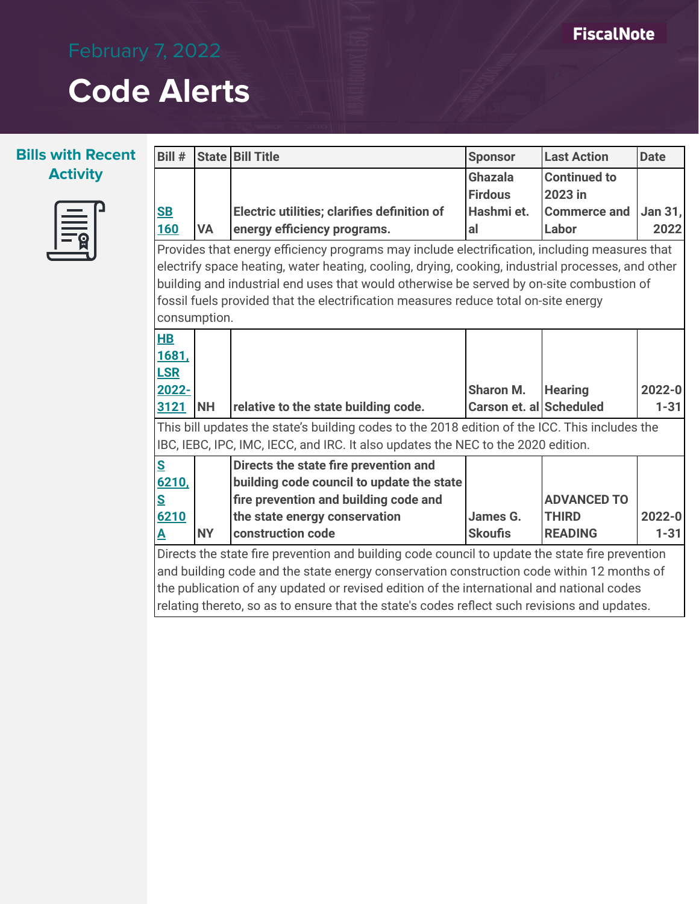February 7, 2022

# Code Alerts

FiscalNote

## Bills with Recent Activity

| Bill # | State | Bill Title | Sponsor | Last Action | Date |
|---|---|---|---|---|---|
| SB 160 | VA | **Electric utilities; clarifies definition of energy efficiency programs.** | Ghazala Firdous Hashmi et. al | Continued to 2023 in Commerce and Labor | Jan 31, 2022 |
| Provides that energy efficiency programs may include electrification, including measures that electrify space heating, water heating, cooling, drying, cooking, industrial processes, and other building and industrial end uses that would otherwise be served by on-site combustion of fossil fuels provided that the electrification measures reduce total on-site energy consumption. | | | | | |
| HB 1681, LSR 2022-3121 | NH | **relative to the state building code.** | Sharon M. Carson et. al | Hearing Scheduled | 2022-01-31 |
| This bill updates the state's building codes to the 2018 edition of the ICC. This includes the IBC, IEBC, IPC, IMC, IECC, and IRC. It also updates the NEC to the 2020 edition. | | | | | |
| S 6210, S 6210 A | NY | **Directs the state fire prevention and building code council to update the state fire prevention and building code and the state energy conservation construction code** | James G. Skoufis | ADVANCED TO THIRD READING | 2022-01-31 |
| Directs the state fire prevention and building code council to update the state fire prevention and building code and the state energy conservation construction code within 12 months of the publication of any updated or revised edition of the international and national codes relating thereto, so as to ensure that the state's codes reflect such revisions and updates. | | | | | |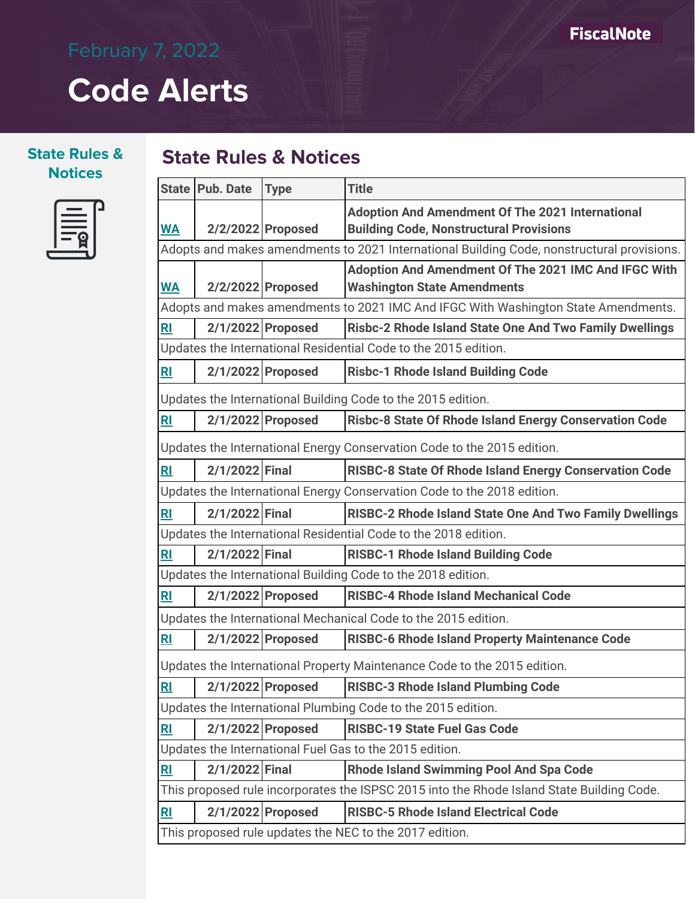February 7, 2022

# Code Alerts

**State Rules & Notices**

## State Rules & Notices

| State | Pub. Date | Type | Title |
|---|---|---|---|
| WA | 2/2/2022 | Proposed | **Adoption And Amendment Of The 2021 International Building Code, Nonstructural Provisions** |
| Adopts and makes amendments to 2021 International Building Code, nonstructural provisions. | | | |
| WA | 2/2/2022 | Proposed | **Adoption And Amendment Of The 2021 IMC And IFGC With Washington State Amendments** |
| Adopts and makes amendments to 2021 IMC And IFGC With Washington State Amendments. | | | |
| RI | 2/1/2022 | Proposed | **Risbc-2 Rhode Island State One And Two Family Dwellings** |
| Updates the International Residential Code to the 2015 edition. | | | |
| RI | 2/1/2022 | Proposed | **Risbc-1 Rhode Island Building Code** |
| Updates the International Building Code to the 2015 edition. | | | |
| RI | 2/1/2022 | Proposed | **Risbc-8 State Of Rhode Island Energy Conservation Code** |
| Updates the International Energy Conservation Code to the 2015 edition. | | | |
| RI | 2/1/2022 | Final | **RISBC-8 State Of Rhode Island Energy Conservation Code** |
| Updates the International Energy Conservation Code to the 2018 edition. | | | |
| RI | 2/1/2022 | Final | **RISBC-2 Rhode Island State One And Two Family Dwellings** |
| Updates the International Residential Code to the 2018 edition. | | | |
| RI | 2/1/2022 | Final | **RISBC-1 Rhode Island Building Code** |
| Updates the International Building Code to the 2018 edition. | | | |
| RI | 2/1/2022 | Proposed | **RISBC-4 Rhode Island Mechanical Code** |
| Updates the International Mechanical Code to the 2015 edition. | | | |
| RI | 2/1/2022 | Proposed | **RISBC-6 Rhode Island Property Maintenance Code** |
| Updates the International Property Maintenance Code to the 2015 edition. | | | |
| RI | 2/1/2022 | Proposed | **RISBC-3 Rhode Island Plumbing Code** |
| Updates the International Plumbing Code to the 2015 edition. | | | |
| RI | 2/1/2022 | Proposed | **RISBC-19 State Fuel Gas Code** |
| Updates the International Fuel Gas to the 2015 edition. | | | |
| RI | 2/1/2022 | Final | **Rhode Island Swimming Pool And Spa Code** |
| This proposed rule incorporates the ISPSC 2015 into the Rhode Island State Building Code. | | | |
| RI | 2/1/2022 | Proposed | **RISBC-5 Rhode Island Electrical Code** |
| This proposed rule updates the NEC to the 2017 edition. | | | |